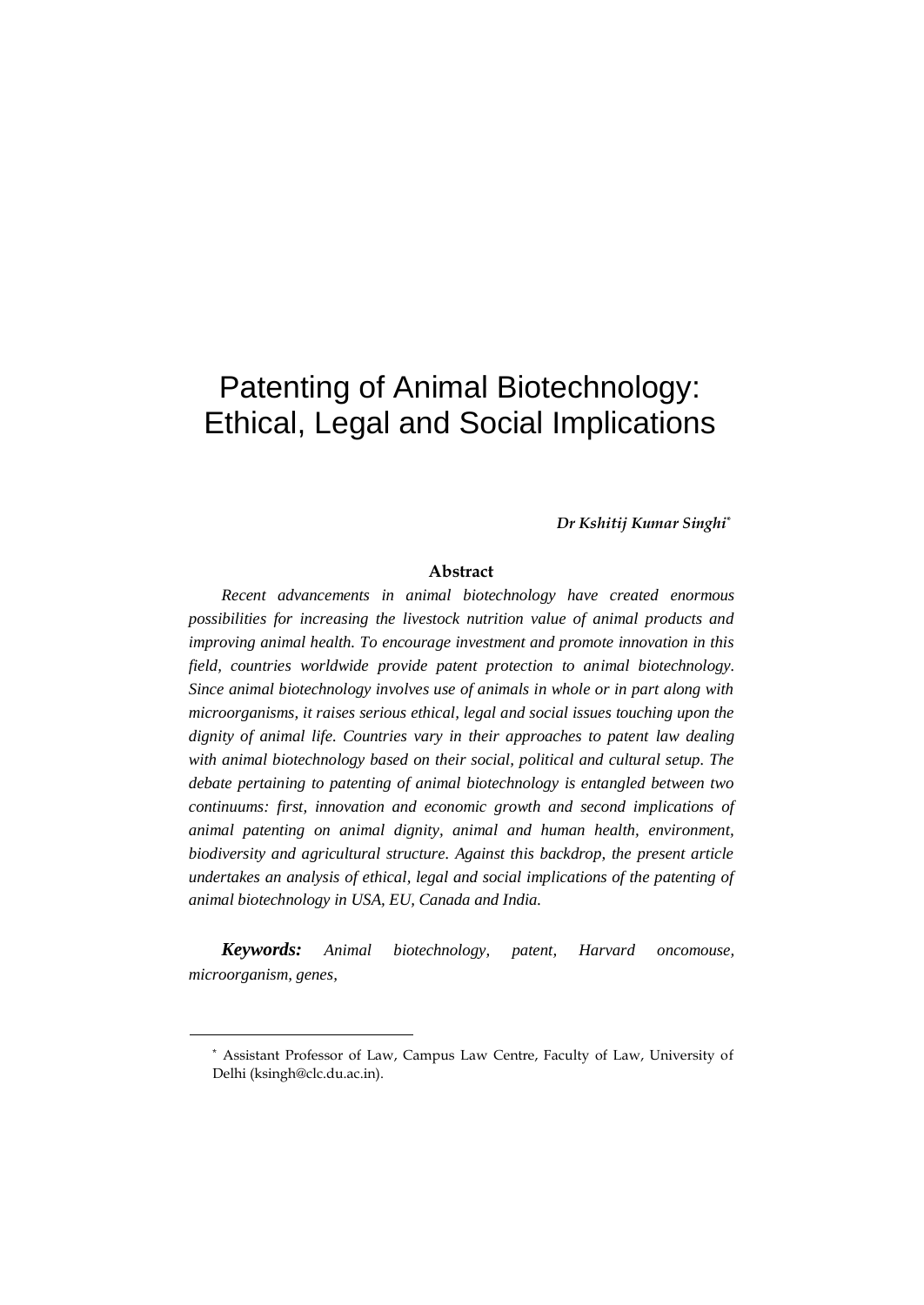# Patenting of Animal Biotechnology: Ethical, Legal and Social Implications

*Dr Kshitij Kumar Singhi*[*]

**Abstract**

*Recent advancements in animal biotechnology have created enormous possibilities for increasing the livestock nutrition value of animal products and improving animal health. To encourage investment and promote innovation in this field, countries worldwide provide patent protection to animal biotechnology. Since animal biotechnology involves use of animals in whole or in part along with microorganisms, it raises serious ethical, legal and social issues touching upon the dignity of animal life. Countries vary in their approaches to patent law dealing with animal biotechnology based on their social, political and cultural setup. The debate pertaining to patenting of animal biotechnology is entangled between two continuums: first, innovation and economic growth and second implications of animal patenting on animal dignity, animal and human health, environment, biodiversity and agricultural structure. Against this backdrop, the present article undertakes an analysis of ethical, legal and social implications of the patenting of animal biotechnology in USA, EU, Canada and India.*

***Keywords:*** *Animal biotechnology, patent, Harvard oncomouse, microorganism, genes,*

---

[*] Assistant Professor of Law, Campus Law Centre, Faculty of Law, University of Delhi (ksingh@clc.du.ac.in).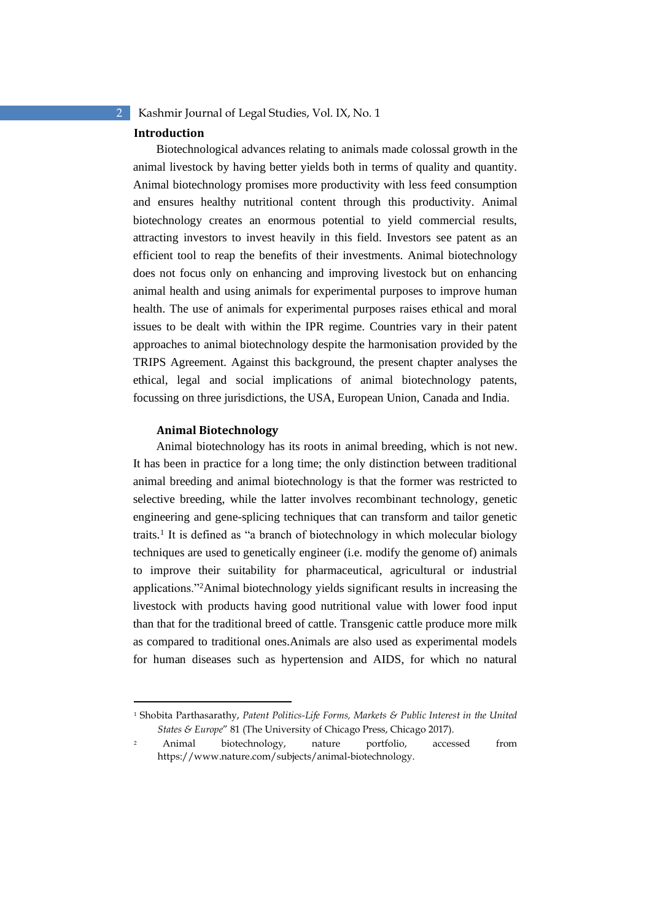## Introduction

Biotechnological advances relating to animals made colossal growth in the animal livestock by having better yields both in terms of quality and quantity. Animal biotechnology promises more productivity with less feed consumption and ensures healthy nutritional content through this productivity. Animal biotechnology creates an enormous potential to yield commercial results, attracting investors to invest heavily in this field. Investors see patent as an efficient tool to reap the benefits of their investments. Animal biotechnology does not focus only on enhancing and improving livestock but on enhancing animal health and using animals for experimental purposes to improve human health. The use of animals for experimental purposes raises ethical and moral issues to be dealt with within the IPR regime. Countries vary in their patent approaches to animal biotechnology despite the harmonisation provided by the TRIPS Agreement. Against this background, the present chapter analyses the ethical, legal and social implications of animal biotechnology patents, focussing on three jurisdictions, the USA, European Union, Canada and India.

### Animal Biotechnology

Animal biotechnology has its roots in animal breeding, which is not new. It has been in practice for a long time; the only distinction between traditional animal breeding and animal biotechnology is that the former was restricted to selective breeding, while the latter involves recombinant technology, genetic engineering and gene-splicing techniques that can transform and tailor genetic traits.[1] It is defined as "a branch of biotechnology in which molecular biology techniques are used to genetically engineer (i.e. modify the genome of) animals to improve their suitability for pharmaceutical, agricultural or industrial applications."[2]Animal biotechnology yields significant results in increasing the livestock with products having good nutritional value with lower food input than that for the traditional breed of cattle. Transgenic cattle produce more milk as compared to traditional ones.Animals are also used as experimental models for human diseases such as hypertension and AIDS, for which no natural

---

[1] Shobita Parthasarathy, *Patent Politics-Life Forms, Markets & Public Interest in the United States & Europe*" 81 (The University of Chicago Press, Chicago 2017).

[2] Animal biotechnology, nature portfolio, accessed from https://www.nature.com/subjects/animal-biotechnology.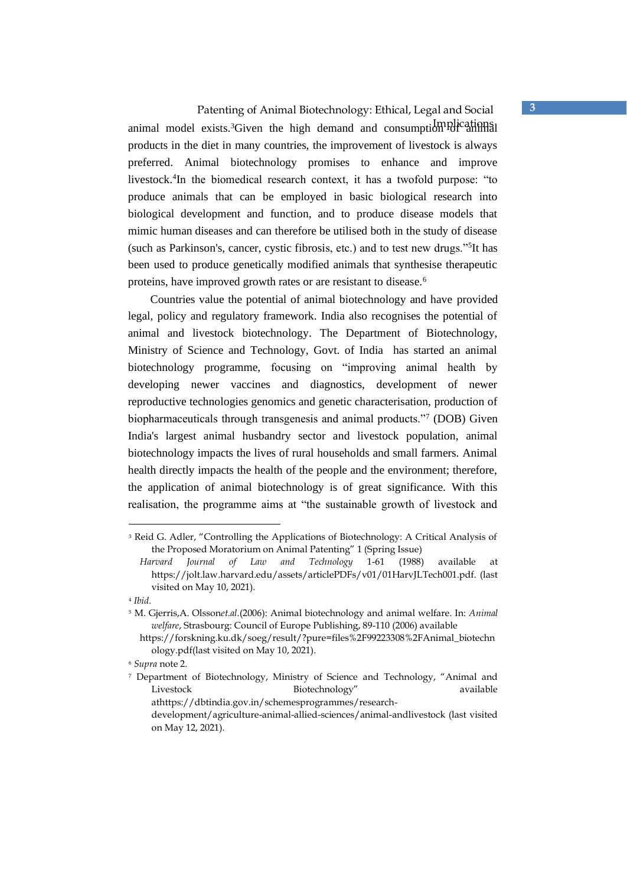animal model exists.[3] Given the high demand and consumption of animal products in the diet in many countries, the improvement of livestock is always preferred. Animal biotechnology promises to enhance and improve livestock.[4] In the biomedical research context, it has a twofold purpose: "to produce animals that can be employed in basic biological research into biological development and function, and to produce disease models that mimic human diseases and can therefore be utilised both in the study of disease (such as Parkinson's, cancer, cystic fibrosis, etc.) and to test new drugs."[5] It has been used to produce genetically modified animals that synthesise therapeutic proteins, have improved growth rates or are resistant to disease.[6]

Countries value the potential of animal biotechnology and have provided legal, policy and regulatory framework. India also recognises the potential of animal and livestock biotechnology. The Department of Biotechnology, Ministry of Science and Technology, Govt. of India has started an animal biotechnology programme, focusing on "improving animal health by developing newer vaccines and diagnostics, development of newer reproductive technologies genomics and genetic characterisation, production of biopharmaceuticals through transgenesis and animal products."[7] (DOB) Given India's largest animal husbandry sector and livestock population, animal biotechnology impacts the lives of rural households and small farmers. Animal health directly impacts the health of the people and the environment; therefore, the application of animal biotechnology is of great significance. With this realisation, the programme aims at "the sustainable growth of livestock and

---

[3] Reid G. Adler, "Controlling the Applications of Biotechnology: A Critical Analysis of the Proposed Moratorium on Animal Patenting" 1 (Spring Issue) *Harvard Journal of Law and Technology* 1-61 (1988) available at https://jolt.law.harvard.edu/assets/articlePDFs/v01/01HarvJLTech001.pdf. (last visited on May 10, 2021).

[4] *Ibid*.

[5] M. Gjerris,A. Olsson*et.al*.(2006): Animal biotechnology and animal welfare. In: *Animal welfare*, Strasbourg: Council of Europe Publishing, 89-110 (2006) available https://forskning.ku.dk/soeg/result/?pure=files%2F99223308%2FAnimal_biotechnology.pdf(last visited on May 10, 2021).

[6] *Supra* note 2.

[7] Department of Biotechnology, Ministry of Science and Technology, "Animal and Livestock Biotechnology" available athttps://dbtindia.gov.in/schemesprogrammes/research-development/agriculture-animal-allied-sciences/animal-andlivestock (last visited on May 12, 2021).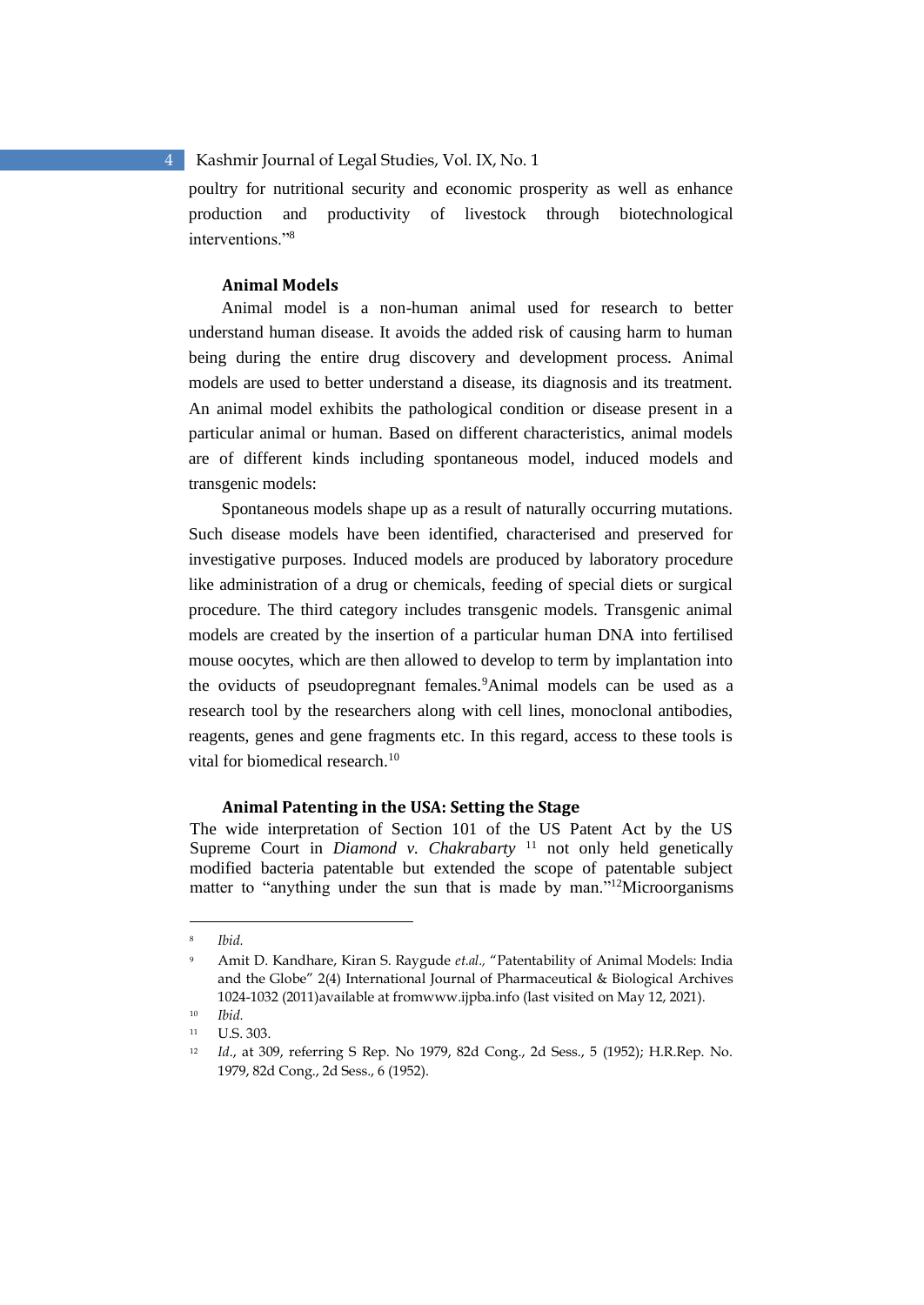poultry for nutritional security and economic prosperity as well as enhance production and productivity of livestock through biotechnological interventions."[8]

### Animal Models

Animal model is a non-human animal used for research to better understand human disease. It avoids the added risk of causing harm to human being during the entire drug discovery and development process. Animal models are used to better understand a disease, its diagnosis and its treatment. An animal model exhibits the pathological condition or disease present in a particular animal or human. Based on different characteristics, animal models are of different kinds including spontaneous model, induced models and transgenic models:

Spontaneous models shape up as a result of naturally occurring mutations. Such disease models have been identified, characterised and preserved for investigative purposes. Induced models are produced by laboratory procedure like administration of a drug or chemicals, feeding of special diets or surgical procedure. The third category includes transgenic models. Transgenic animal models are created by the insertion of a particular human DNA into fertilised mouse oocytes, which are then allowed to develop to term by implantation into the oviducts of pseudopregnant females.[9]Animal models can be used as a research tool by the researchers along with cell lines, monoclonal antibodies, reagents, genes and gene fragments etc. In this regard, access to these tools is vital for biomedical research.[10]

### Animal Patenting in the USA: Setting the Stage

The wide interpretation of Section 101 of the US Patent Act by the US Supreme Court in *Diamond v. Chakrabarty* [11] not only held genetically modified bacteria patentable but extended the scope of patentable subject matter to "anything under the sun that is made by man."[12]Microorganisms

---

[8] *Ibid.*

[9] Amit D. Kandhare, Kiran S. Raygude *et.al.,* "Patentability of Animal Models: India and the Globe" 2(4) International Journal of Pharmaceutical & Biological Archives 1024-1032 (2011)available at fromwww.ijpba.info (last visited on May 12, 2021).

[10] *Ibid.*

[11] U.S. 303.

[12] *Id*., at 309, referring S Rep. No 1979, 82d Cong., 2d Sess., 5 (1952); H.R.Rep. No. 1979, 82d Cong., 2d Sess., 6 (1952).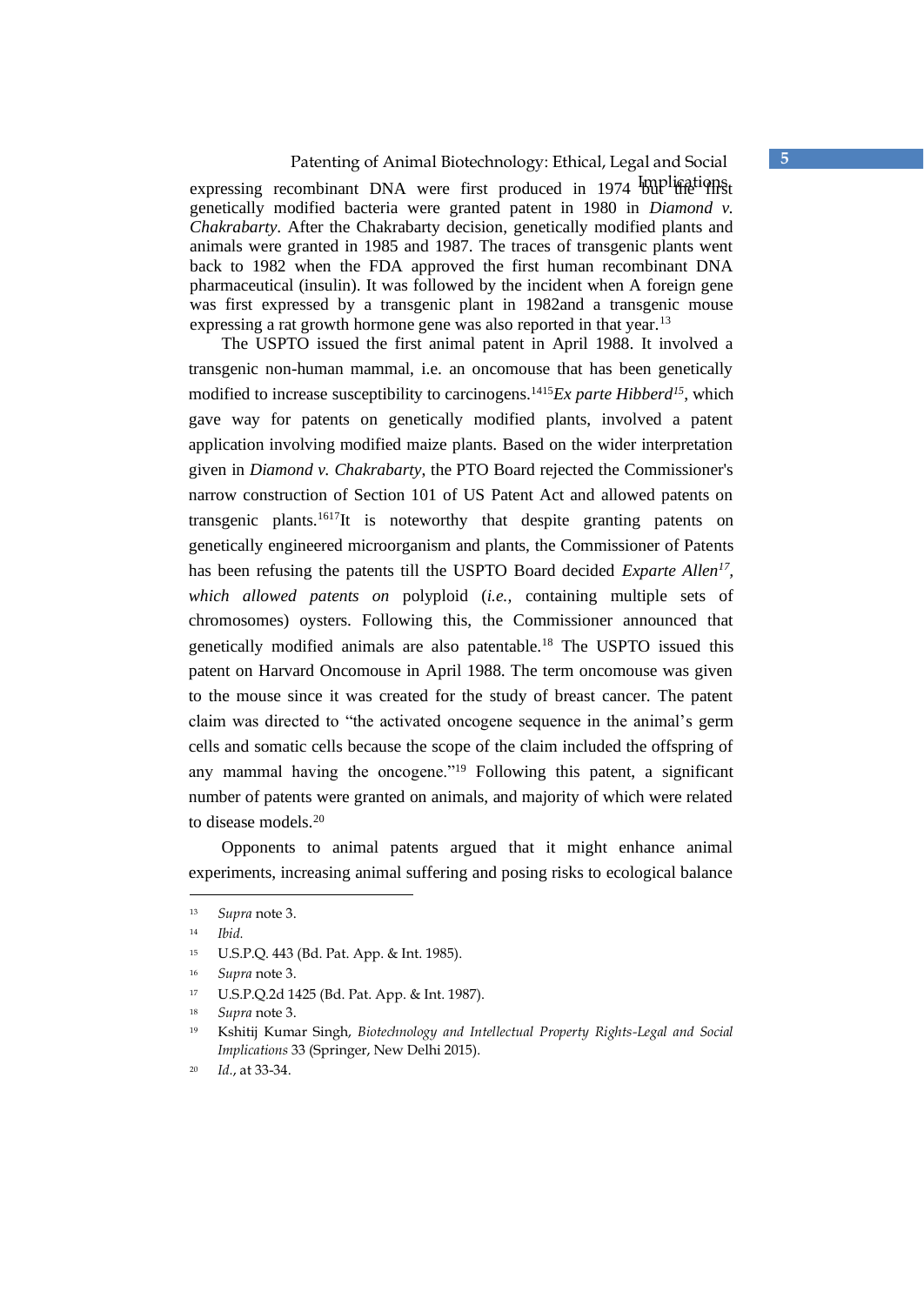expressing recombinant DNA were first produced in 1974 but the first genetically modified bacteria were granted patent in 1980 in *Diamond v. Chakrabarty*. After the Chakrabarty decision, genetically modified plants and animals were granted in 1985 and 1987. The traces of transgenic plants went back to 1982 when the FDA approved the first human recombinant DNA pharmaceutical (insulin). It was followed by the incident when A foreign gene was first expressed by a transgenic plant in 1982and a transgenic mouse expressing a rat growth hormone gene was also reported in that year.[13]

The USPTO issued the first animal patent in April 1988. It involved a transgenic non-human mammal, i.e. an oncomouse that has been genetically modified to increase susceptibility to carcinogens.[14][15]*Ex parte Hibberd*[15], which gave way for patents on genetically modified plants, involved a patent application involving modified maize plants. Based on the wider interpretation given in *Diamond v. Chakrabarty*, the PTO Board rejected the Commissioner's narrow construction of Section 101 of US Patent Act and allowed patents on transgenic plants.[16][17]It is noteworthy that despite granting patents on genetically engineered microorganism and plants, the Commissioner of Patents has been refusing the patents till the USPTO Board decided *Exparte Allen*[17], *which allowed patents on* polyploid (*i.e.*, containing multiple sets of chromosomes) oysters. Following this, the Commissioner announced that genetically modified animals are also patentable.[18] The USPTO issued this patent on Harvard Oncomouse in April 1988. The term oncomouse was given to the mouse since it was created for the study of breast cancer. The patent claim was directed to "the activated oncogene sequence in the animal's germ cells and somatic cells because the scope of the claim included the offspring of any mammal having the oncogene."[19] Following this patent, a significant number of patents were granted on animals, and majority of which were related to disease models.[20]

Opponents to animal patents argued that it might enhance animal experiments, increasing animal suffering and posing risks to ecological balance

---

[13] *Supra* note 3.

[14] *Ibid.*

[15] U.S.P.Q. 443 (Bd. Pat. App. & Int. 1985).

[16] *Supra* note 3.

[17] U.S.P.Q.2d 1425 (Bd. Pat. App. & Int. 1987).

[18] *Supra* note 3.

[19] Kshitij Kumar Singh, *Biotechnology and Intellectual Property Rights-Legal and Social Implications* 33 (Springer, New Delhi 2015).

[20] *Id.*, at 33-34.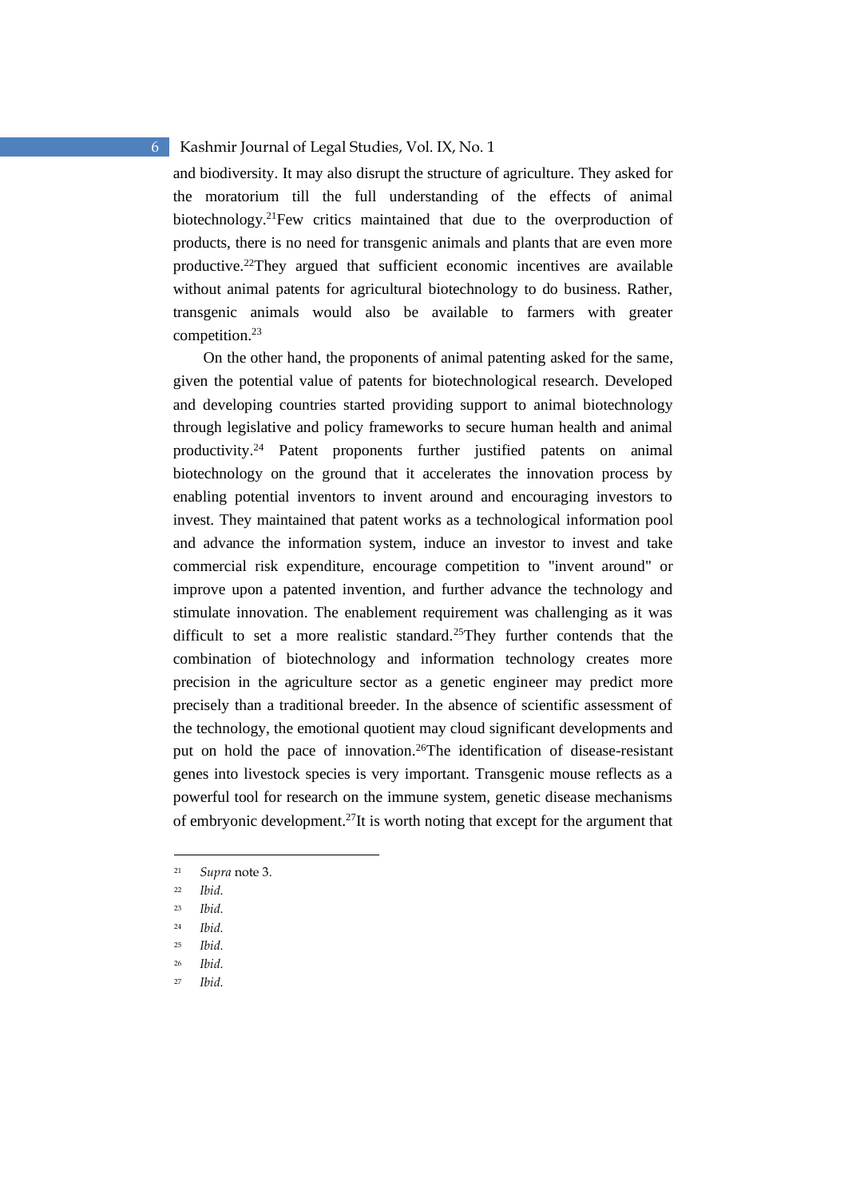and biodiversity. It may also disrupt the structure of agriculture. They asked for the moratorium till the full understanding of the effects of animal biotechnology.[21]Few critics maintained that due to the overproduction of products, there is no need for transgenic animals and plants that are even more productive.[22]They argued that sufficient economic incentives are available without animal patents for agricultural biotechnology to do business. Rather, transgenic animals would also be available to farmers with greater competition.[23]

On the other hand, the proponents of animal patenting asked for the same, given the potential value of patents for biotechnological research. Developed and developing countries started providing support to animal biotechnology through legislative and policy frameworks to secure human health and animal productivity.[24] Patent proponents further justified patents on animal biotechnology on the ground that it accelerates the innovation process by enabling potential inventors to invent around and encouraging investors to invest. They maintained that patent works as a technological information pool and advance the information system, induce an investor to invest and take commercial risk expenditure, encourage competition to "invent around" or improve upon a patented invention, and further advance the technology and stimulate innovation. The enablement requirement was challenging as it was difficult to set a more realistic standard.[25]They further contends that the combination of biotechnology and information technology creates more precision in the agriculture sector as a genetic engineer may predict more precisely than a traditional breeder. In the absence of scientific assessment of the technology, the emotional quotient may cloud significant developments and put on hold the pace of innovation.[26]The identification of disease-resistant genes into livestock species is very important. Transgenic mouse reflects as a powerful tool for research on the immune system, genetic disease mechanisms of embryonic development.[27]It is worth noting that except for the argument that

---

[21] *Supra* note 3.

[22] *Ibid.*

[23] *Ibid.*

[24] *Ibid.*

[25] *Ibid.*

[26] *Ibid.*

[27] *Ibid.*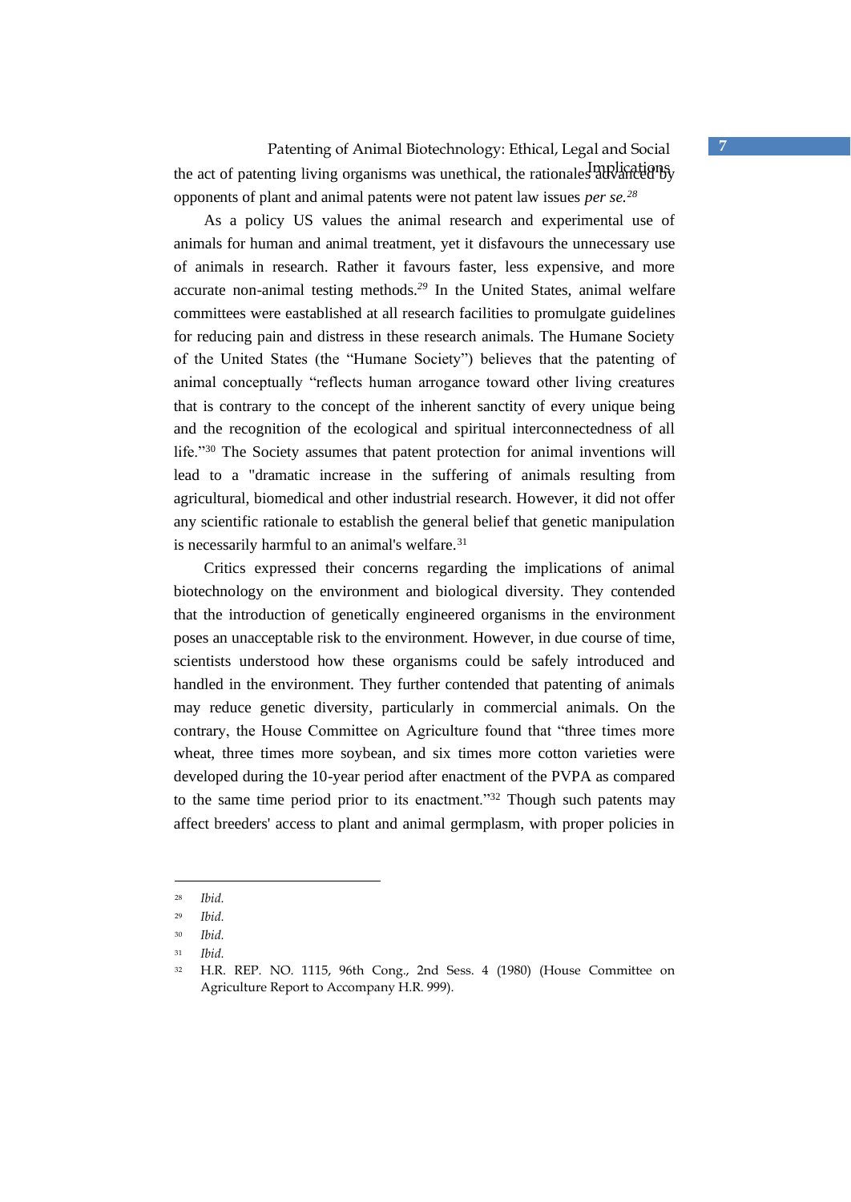the act of patenting living organisms was unethical, the rationales advanced by opponents of plant and animal patents were not patent law issues *per se.*[28]

As a policy US values the animal research and experimental use of animals for human and animal treatment, yet it disfavours the unnecessary use of animals in research. Rather it favours faster, less expensive, and more accurate non-animal testing methods.[29] In the United States, animal welfare committees were eastablished at all research facilities to promulgate guidelines for reducing pain and distress in these research animals. The Humane Society of the United States (the "Humane Society") believes that the patenting of animal conceptually "reflects human arrogance toward other living creatures that is contrary to the concept of the inherent sanctity of every unique being and the recognition of the ecological and spiritual interconnectedness of all life."[30] The Society assumes that patent protection for animal inventions will lead to a "dramatic increase in the suffering of animals resulting from agricultural, biomedical and other industrial research. However, it did not offer any scientific rationale to establish the general belief that genetic manipulation is necessarily harmful to an animal's welfare.[31]

Critics expressed their concerns regarding the implications of animal biotechnology on the environment and biological diversity. They contended that the introduction of genetically engineered organisms in the environment poses an unacceptable risk to the environment. However, in due course of time, scientists understood how these organisms could be safely introduced and handled in the environment. They further contended that patenting of animals may reduce genetic diversity, particularly in commercial animals. On the contrary, the House Committee on Agriculture found that "three times more wheat, three times more soybean, and six times more cotton varieties were developed during the 10-year period after enactment of the PVPA as compared to the same time period prior to its enactment."[32] Though such patents may affect breeders' access to plant and animal germplasm, with proper policies in

---

28 *Ibid.*

29 *Ibid.*

30 *Ibid.*

31 *Ibid.*

32 H.R. REP. NO. 1115, 96th Cong., 2nd Sess. 4 (1980) (House Committee on Agriculture Report to Accompany H.R. 999).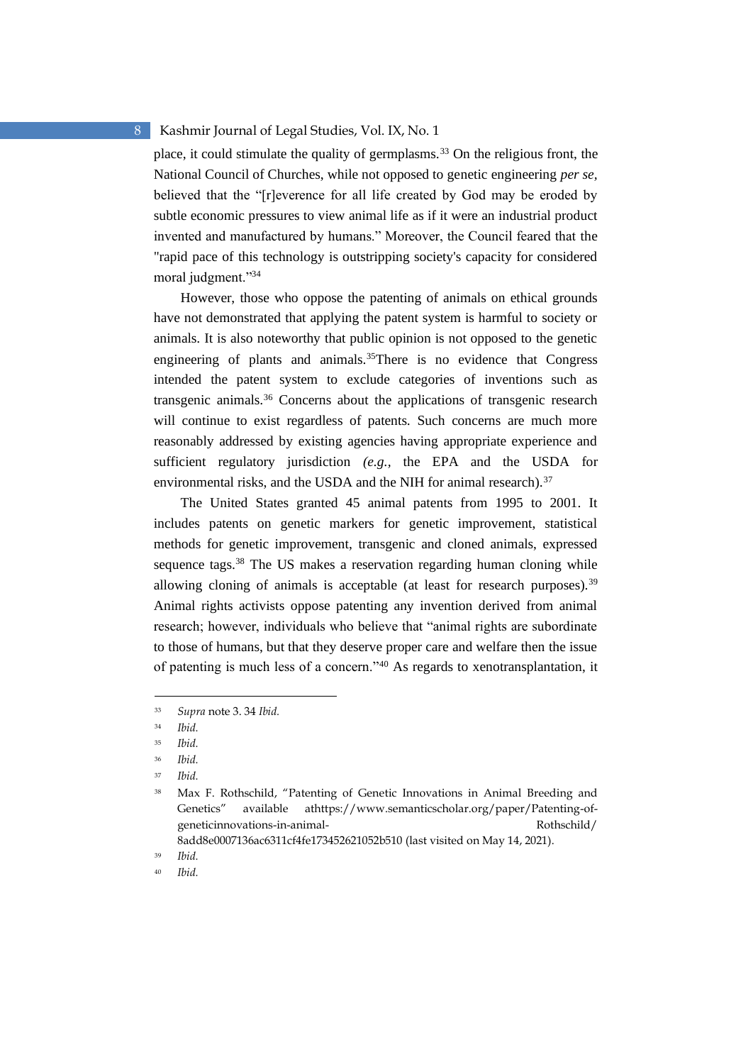place, it could stimulate the quality of germplasms.[33] On the religious front, the National Council of Churches, while not opposed to genetic engineering *per se*, believed that the "[r]everence for all life created by God may be eroded by subtle economic pressures to view animal life as if it were an industrial product invented and manufactured by humans." Moreover, the Council feared that the "rapid pace of this technology is outstripping society's capacity for considered moral judgment."[34]

However, those who oppose the patenting of animals on ethical grounds have not demonstrated that applying the patent system is harmful to society or animals. It is also noteworthy that public opinion is not opposed to the genetic engineering of plants and animals.[35]There is no evidence that Congress intended the patent system to exclude categories of inventions such as transgenic animals.[36] Concerns about the applications of transgenic research will continue to exist regardless of patents. Such concerns are much more reasonably addressed by existing agencies having appropriate experience and sufficient regulatory jurisdiction *(e.g.,* the EPA and the USDA for environmental risks, and the USDA and the NIH for animal research).[37]

The United States granted 45 animal patents from 1995 to 2001. It includes patents on genetic markers for genetic improvement, statistical methods for genetic improvement, transgenic and cloned animals, expressed sequence tags.[38] The US makes a reservation regarding human cloning while allowing cloning of animals is acceptable (at least for research purposes).[39] Animal rights activists oppose patenting any invention derived from animal research; however, individuals who believe that "animal rights are subordinate to those of humans, but that they deserve proper care and welfare then the issue of patenting is much less of a concern."[40] As regards to xenotransplantation, it

---

[33] *Supra* note 3. 34 *Ibid.*

[34] *Ibid.*

[35] *Ibid.*

[36] *Ibid.*

[37] *Ibid.*

[38] Max F. Rothschild, "Patenting of Genetic Innovations in Animal Breeding and Genetics" available athttps://www.semanticscholar.org/paper/Patenting-of-geneticinnovations-in-animal- Rothschild/ 8add8e0007136ac6311cf4fe173452621052b510 (last visited on May 14, 2021).

[39] *Ibid.*

[40] *Ibid.*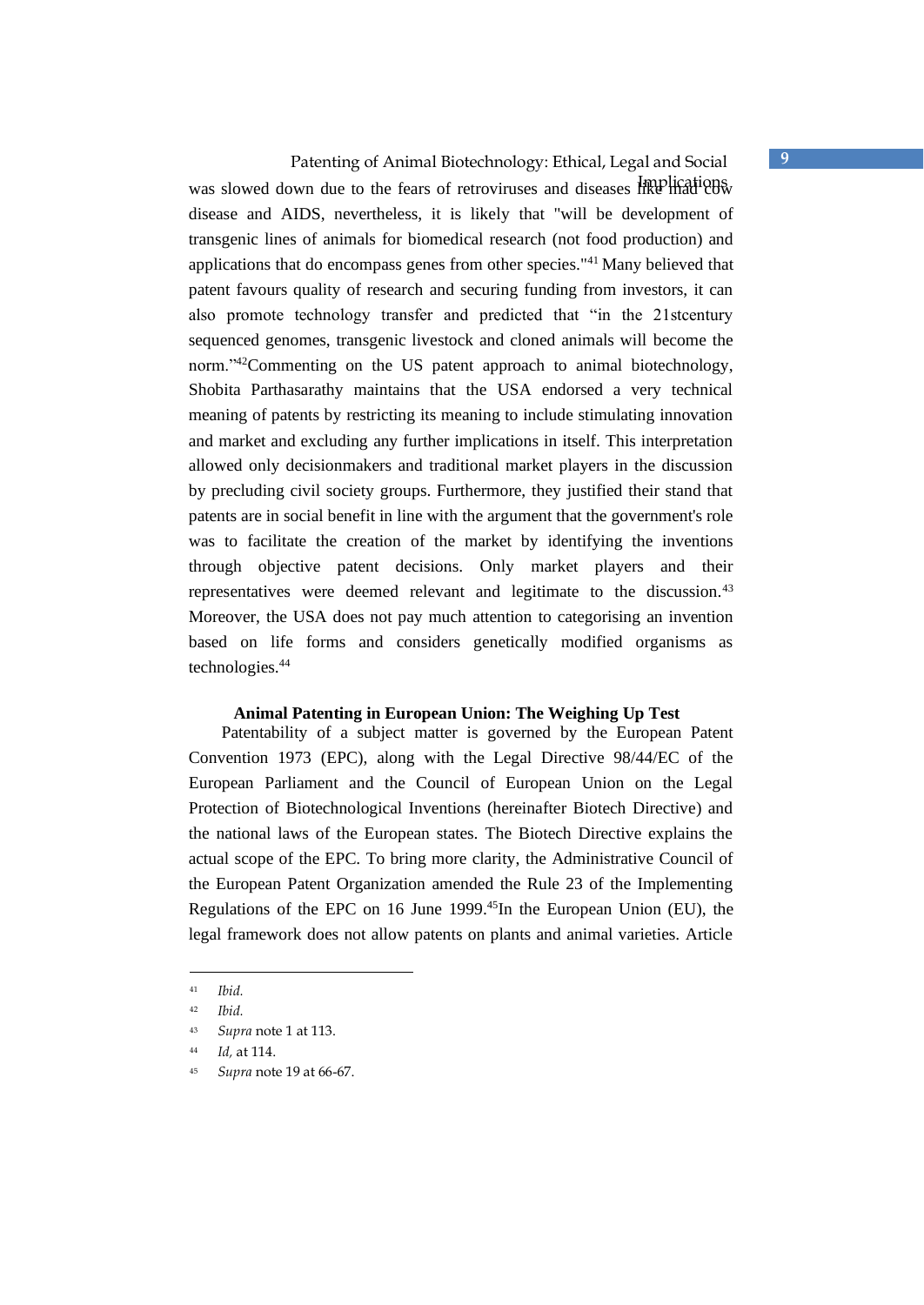was slowed down due to the fears of retroviruses and diseases like mad cow disease and AIDS, nevertheless, it is likely that "will be development of transgenic lines of animals for biomedical research (not food production) and applications that do encompass genes from other species."[41] Many believed that patent favours quality of research and securing funding from investors, it can also promote technology transfer and predicted that "in the 21stcentury sequenced genomes, transgenic livestock and cloned animals will become the norm."[42]Commenting on the US patent approach to animal biotechnology, Shobita Parthasarathy maintains that the USA endorsed a very technical meaning of patents by restricting its meaning to include stimulating innovation and market and excluding any further implications in itself. This interpretation allowed only decisionmakers and traditional market players in the discussion by precluding civil society groups. Furthermore, they justified their stand that patents are in social benefit in line with the argument that the government's role was to facilitate the creation of the market by identifying the inventions through objective patent decisions. Only market players and their representatives were deemed relevant and legitimate to the discussion.[43] Moreover, the USA does not pay much attention to categorising an invention based on life forms and considers genetically modified organisms as technologies.[44]

## Animal Patenting in European Union: The Weighing Up Test

Patentability of a subject matter is governed by the European Patent Convention 1973 (EPC), along with the Legal Directive 98/44/EC of the European Parliament and the Council of European Union on the Legal Protection of Biotechnological Inventions (hereinafter Biotech Directive) and the national laws of the European states. The Biotech Directive explains the actual scope of the EPC. To bring more clarity, the Administrative Council of the European Patent Organization amended the Rule 23 of the Implementing Regulations of the EPC on 16 June 1999.[45]In the European Union (EU), the legal framework does not allow patents on plants and animal varieties. Article

---

[41] *Ibid.*

[42] *Ibid.*

[43] *Supra* note 1 at 113.

[44] *Id,* at 114.

[45] *Supra* note 19 at 66-67.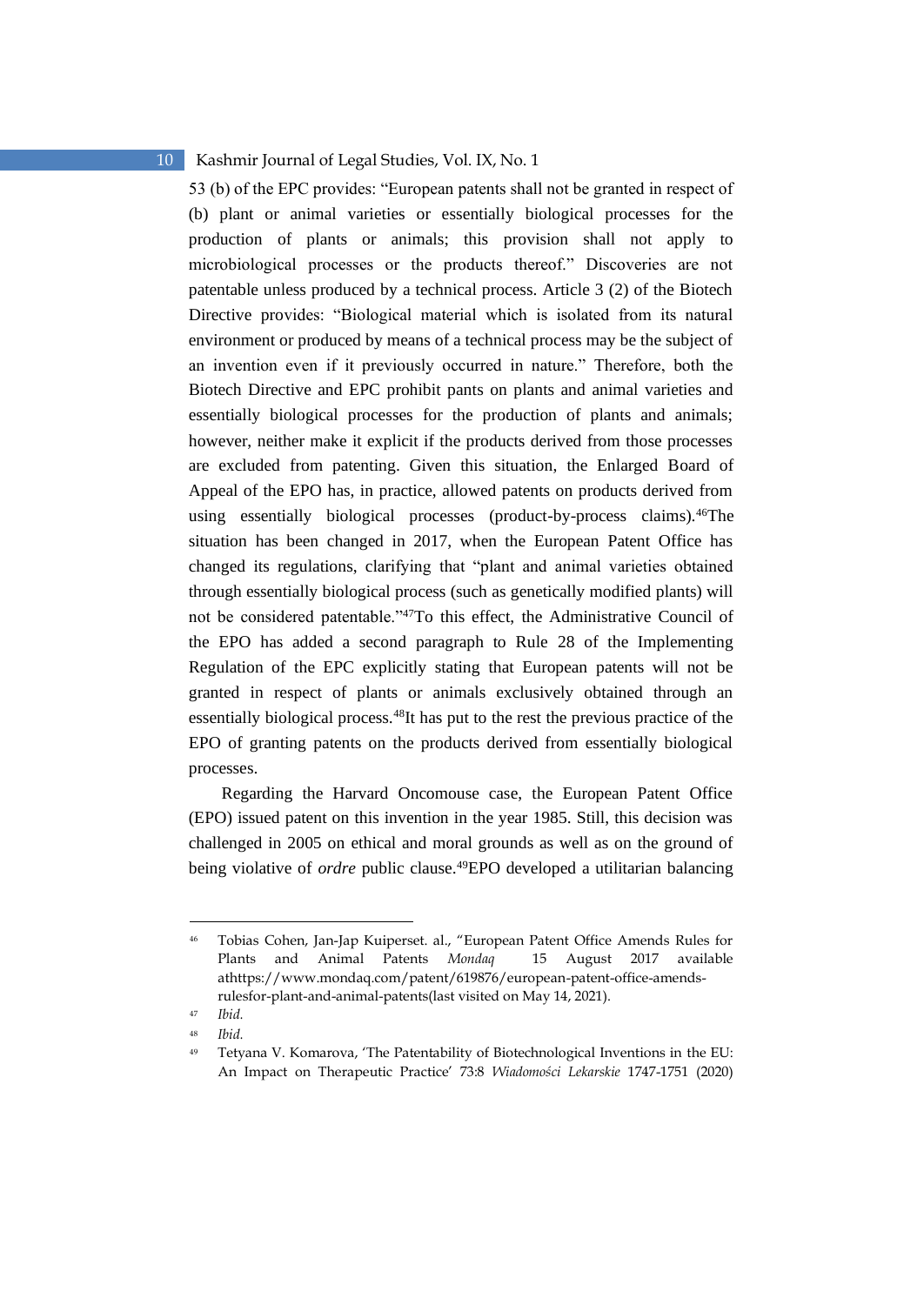53 (b) of the EPC provides: "European patents shall not be granted in respect of (b) plant or animal varieties or essentially biological processes for the production of plants or animals; this provision shall not apply to microbiological processes or the products thereof." Discoveries are not patentable unless produced by a technical process. Article 3 (2) of the Biotech Directive provides: "Biological material which is isolated from its natural environment or produced by means of a technical process may be the subject of an invention even if it previously occurred in nature." Therefore, both the Biotech Directive and EPC prohibit pants on plants and animal varieties and essentially biological processes for the production of plants and animals; however, neither make it explicit if the products derived from those processes are excluded from patenting. Given this situation, the Enlarged Board of Appeal of the EPO has, in practice, allowed patents on products derived from using essentially biological processes (product-by-process claims).[46]The situation has been changed in 2017, when the European Patent Office has changed its regulations, clarifying that "plant and animal varieties obtained through essentially biological process (such as genetically modified plants) will not be considered patentable."[47]To this effect, the Administrative Council of the EPO has added a second paragraph to Rule 28 of the Implementing Regulation of the EPC explicitly stating that European patents will not be granted in respect of plants or animals exclusively obtained through an essentially biological process.[48]It has put to the rest the previous practice of the EPO of granting patents on the products derived from essentially biological processes.

Regarding the Harvard Oncomouse case, the European Patent Office (EPO) issued patent on this invention in the year 1985. Still, this decision was challenged in 2005 on ethical and moral grounds as well as on the ground of being violative of *ordre* public clause.[49]EPO developed a utilitarian balancing

---

[46] Tobias Cohen, Jan-Jap Kuiperset. al., "European Patent Office Amends Rules for Plants and Animal Patents *Mondaq* 15 August 2017 available athttps://www.mondaq.com/patent/619876/european-patent-office-amends-rulesfor-plant-and-animal-patents(last visited on May 14, 2021).

[47] *Ibid.*

[48] *Ibid.*

[49] Tetyana V. Komarova, 'The Patentability of Biotechnological Inventions in the EU: An Impact on Therapeutic Practice' 73:8 *Wiadomości Lekarskie* 1747-1751 (2020)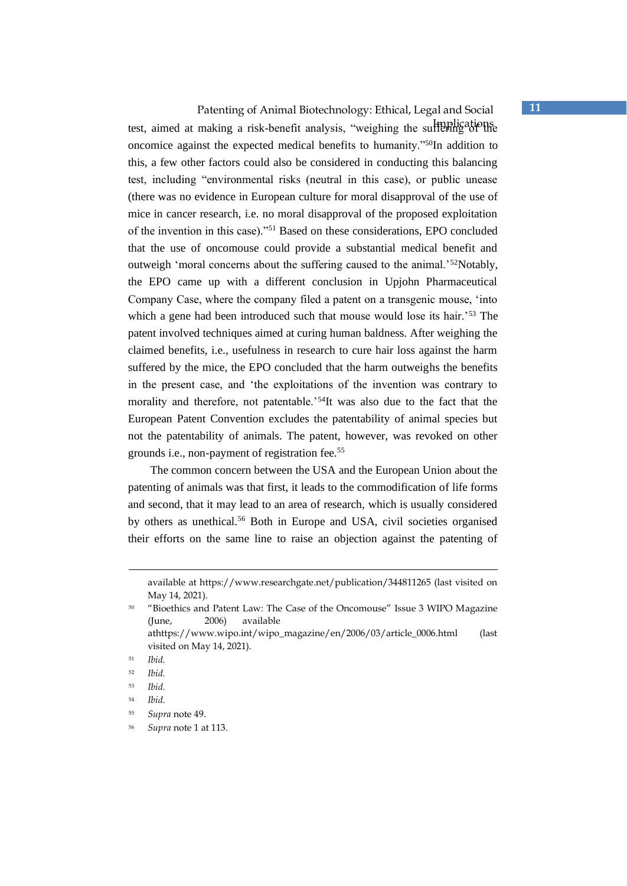test, aimed at making a risk-benefit analysis, "weighing the suffering of the oncomice against the expected medical benefits to humanity."[50]In addition to this, a few other factors could also be considered in conducting this balancing test, including "environmental risks (neutral in this case), or public unease (there was no evidence in European culture for moral disapproval of the use of mice in cancer research, i.e. no moral disapproval of the proposed exploitation of the invention in this case)."[51] Based on these considerations, EPO concluded that the use of oncomouse could provide a substantial medical benefit and outweigh 'moral concerns about the suffering caused to the animal.'[52]Notably, the EPO came up with a different conclusion in Upjohn Pharmaceutical Company Case, where the company filed a patent on a transgenic mouse, 'into which a gene had been introduced such that mouse would lose its hair.'[53] The patent involved techniques aimed at curing human baldness. After weighing the claimed benefits, i.e., usefulness in research to cure hair loss against the harm suffered by the mice, the EPO concluded that the harm outweighs the benefits in the present case, and 'the exploitations of the invention was contrary to morality and therefore, not patentable.'[54]It was also due to the fact that the European Patent Convention excludes the patentability of animal species but not the patentability of animals. The patent, however, was revoked on other grounds i.e., non-payment of registration fee.[55]

The common concern between the USA and the European Union about the patenting of animals was that first, it leads to the commodification of life forms and second, that it may lead to an area of research, which is usually considered by others as unethical.[56] Both in Europe and USA, civil societies organised their efforts on the same line to raise an objection against the patenting of

---

available at https://www.researchgate.net/publication/344811265 (last visited on May 14, 2021).

[50] "Bioethics and Patent Law: The Case of the Oncomouse" Issue 3 WIPO Magazine (June, 2006) available athttps://www.wipo.int/wipo_magazine/en/2006/03/article_0006.html (last visited on May 14, 2021).

[51] *Ibid.*

[52] *Ibid.*

[53] *Ibid.*

[54] *Ibid.*

[55] *Supra* note 49.

[56] *Supra* note 1 at 113.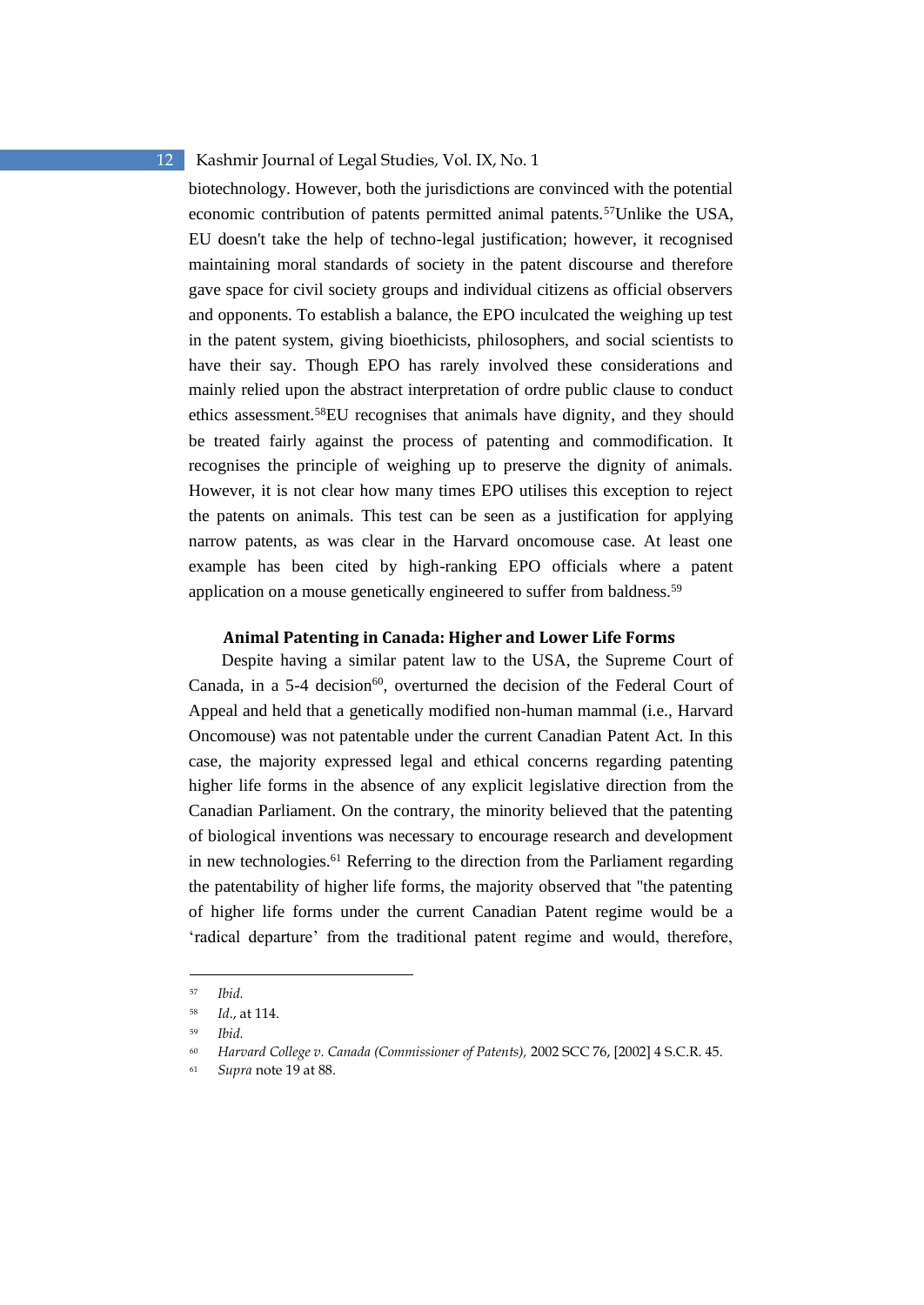biotechnology. However, both the jurisdictions are convinced with the potential economic contribution of patents permitted animal patents.[57]Unlike the USA, EU doesn't take the help of techno-legal justification; however, it recognised maintaining moral standards of society in the patent discourse and therefore gave space for civil society groups and individual citizens as official observers and opponents. To establish a balance, the EPO inculcated the weighing up test in the patent system, giving bioethicists, philosophers, and social scientists to have their say. Though EPO has rarely involved these considerations and mainly relied upon the abstract interpretation of ordre public clause to conduct ethics assessment.[58]EU recognises that animals have dignity, and they should be treated fairly against the process of patenting and commodification. It recognises the principle of weighing up to preserve the dignity of animals. However, it is not clear how many times EPO utilises this exception to reject the patents on animals. This test can be seen as a justification for applying narrow patents, as was clear in the Harvard oncomouse case. At least one example has been cited by high-ranking EPO officials where a patent application on a mouse genetically engineered to suffer from baldness.[59]

### Animal Patenting in Canada: Higher and Lower Life Forms

Despite having a similar patent law to the USA, the Supreme Court of Canada, in a 5-4 decision[60], overturned the decision of the Federal Court of Appeal and held that a genetically modified non-human mammal (i.e., Harvard Oncomouse) was not patentable under the current Canadian Patent Act. In this case, the majority expressed legal and ethical concerns regarding patenting higher life forms in the absence of any explicit legislative direction from the Canadian Parliament. On the contrary, the minority believed that the patenting of biological inventions was necessary to encourage research and development in new technologies.[61] Referring to the direction from the Parliament regarding the patentability of higher life forms, the majority observed that "the patenting of higher life forms under the current Canadian Patent regime would be a 'radical departure' from the traditional patent regime and would, therefore,

---

[57] *Ibid.*

[58] *Id.*, at 114.

[59] *Ibid.*

[60] *Harvard College v. Canada (Commissioner of Patents),* 2002 SCC 76, [2002] 4 S.C.R. 45.

[61] *Supra* note 19 at 88.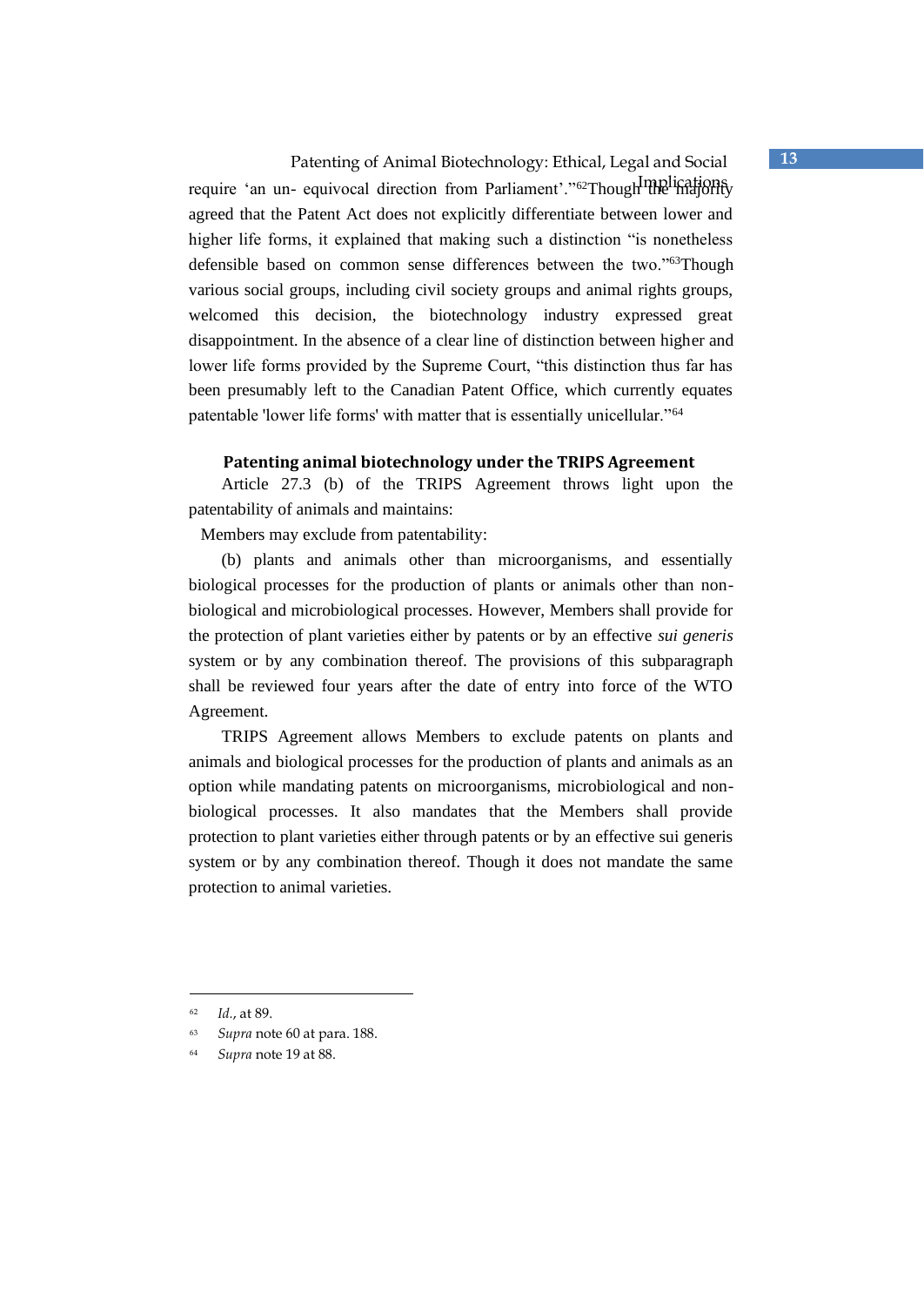require 'an un- equivocal direction from Parliament'."[62] Though the majority agreed that the Patent Act does not explicitly differentiate between lower and higher life forms, it explained that making such a distinction "is nonetheless defensible based on common sense differences between the two."[63] Though various social groups, including civil society groups and animal rights groups, welcomed this decision, the biotechnology industry expressed great disappointment. In the absence of a clear line of distinction between higher and lower life forms provided by the Supreme Court, "this distinction thus far has been presumably left to the Canadian Patent Office, which currently equates patentable 'lower life forms' with matter that is essentially unicellular."[64]

### Patenting animal biotechnology under the TRIPS Agreement

Article 27.3 (b) of the TRIPS Agreement throws light upon the patentability of animals and maintains:

Members may exclude from patentability:

(b) plants and animals other than microorganisms, and essentially biological processes for the production of plants or animals other than non-biological and microbiological processes. However, Members shall provide for the protection of plant varieties either by patents or by an effective *sui generis* system or by any combination thereof. The provisions of this subparagraph shall be reviewed four years after the date of entry into force of the WTO Agreement.

TRIPS Agreement allows Members to exclude patents on plants and animals and biological processes for the production of plants and animals as an option while mandating patents on microorganisms, microbiological and non-biological processes. It also mandates that the Members shall provide protection to plant varieties either through patents or by an effective sui generis system or by any combination thereof. Though it does not mandate the same protection to animal varieties.

---

[62] *Id.*, at 89.

[63] *Supra* note 60 at para. 188.

[64] *Supra* note 19 at 88.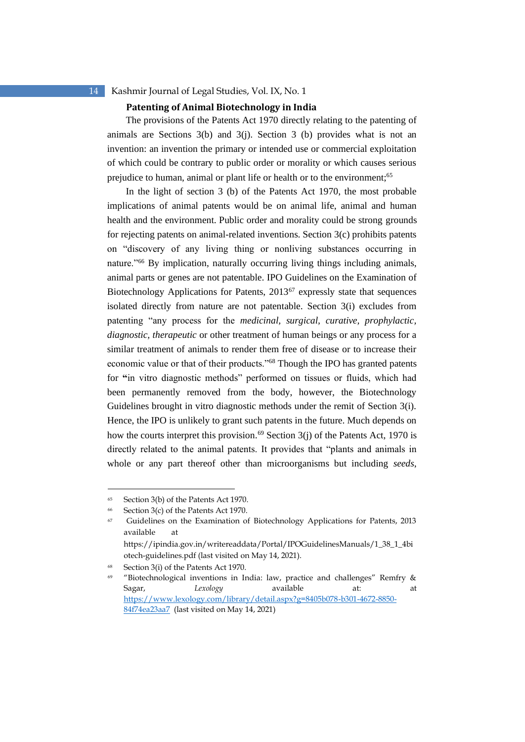### Patenting of Animal Biotechnology in India

The provisions of the Patents Act 1970 directly relating to the patenting of animals are Sections 3(b) and 3(j). Section 3 (b) provides what is not an invention: an invention the primary or intended use or commercial exploitation of which could be contrary to public order or morality or which causes serious prejudice to human, animal or plant life or health or to the environment;[65]

In the light of section 3 (b) of the Patents Act 1970, the most probable implications of animal patents would be on animal life, animal and human health and the environment. Public order and morality could be strong grounds for rejecting patents on animal-related inventions. Section 3(c) prohibits patents on "discovery of any living thing or nonliving substances occurring in nature."[66] By implication, naturally occurring living things including animals, animal parts or genes are not patentable. IPO Guidelines on the Examination of Biotechnology Applications for Patents, 2013[67] expressly state that sequences isolated directly from nature are not patentable. Section 3(i) excludes from patenting "any process for the *medicinal, surgical, curative, prophylactic, diagnostic, therapeutic* or other treatment of human beings or any process for a similar treatment of animals to render them free of disease or to increase their economic value or that of their products."[68] Though the IPO has granted patents for **"**in vitro diagnostic methods" performed on tissues or fluids, which had been permanently removed from the body, however, the Biotechnology Guidelines brought in vitro diagnostic methods under the remit of Section 3(i). Hence, the IPO is unlikely to grant such patents in the future. Much depends on how the courts interpret this provision.[69] Section 3(j) of the Patents Act, 1970 is directly related to the animal patents. It provides that "plants and animals in whole or any part thereof other than microorganisms but including *seeds*,

---

[65] Section 3(b) of the Patents Act 1970.

[66] Section 3(c) of the Patents Act 1970.

[67] Guidelines on the Examination of Biotechnology Applications for Patents, 2013 available at https://ipindia.gov.in/writereaddata/Portal/IPOGuidelinesManuals/1_38_1_4biotech-guidelines.pdf (last visited on May 14, 2021).

[68] Section 3(i) of the Patents Act 1970.

[69] "Biotechnological inventions in India: law, practice and challenges" Remfry & Sagar, *Lexology* available at: at https://www.lexology.com/library/detail.aspx?g=8405b078-b301-4672-8850-84f74ea23aa7 (last visited on May 14, 2021)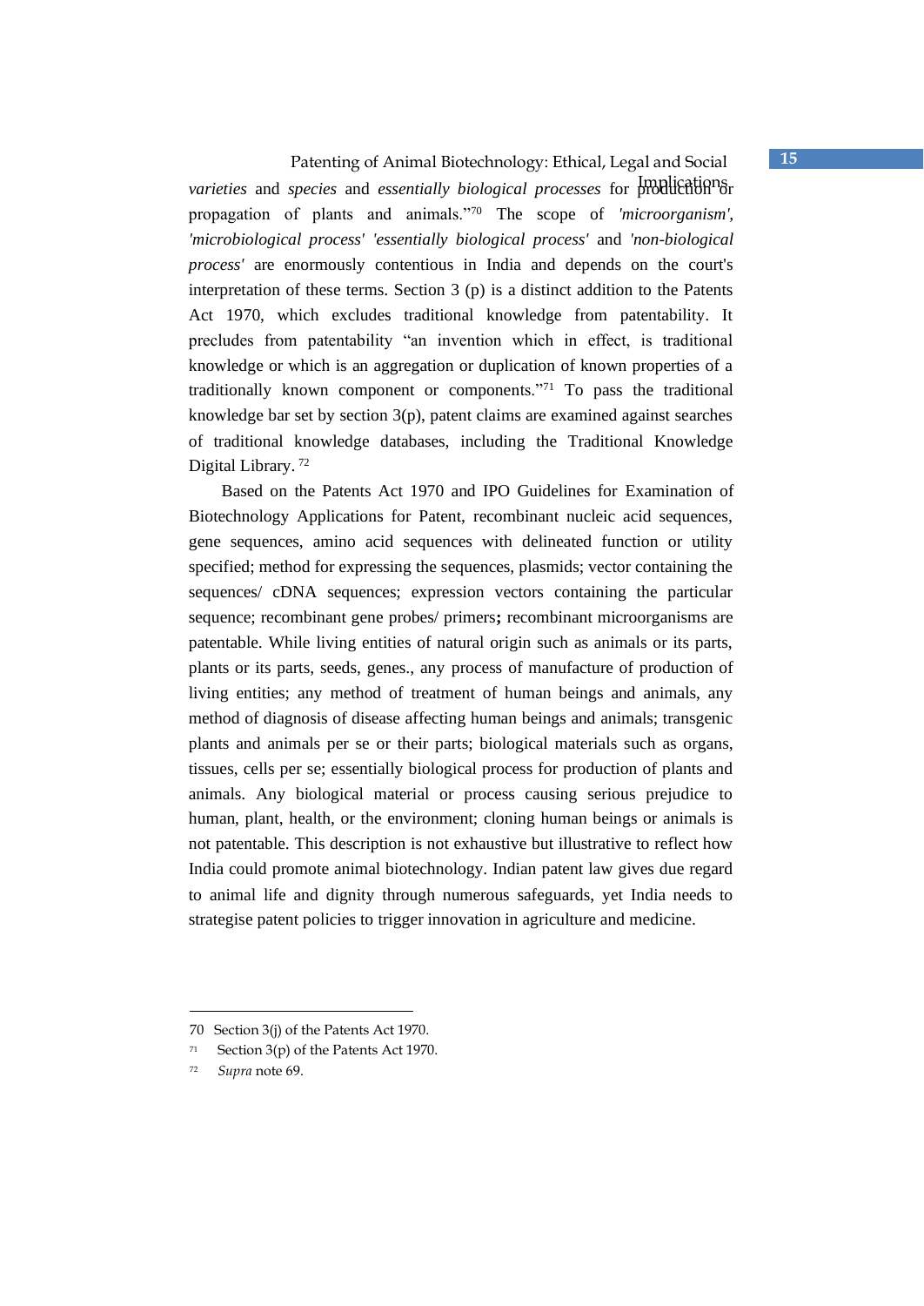*varieties* and *species* and *essentially biological processes* for production or propagation of plants and animals."[70] The scope of *'microorganism', 'microbiological process' 'essentially biological process'* and *'non-biological process'* are enormously contentious in India and depends on the court's interpretation of these terms. Section 3 (p) is a distinct addition to the Patents Act 1970, which excludes traditional knowledge from patentability. It precludes from patentability "an invention which in effect, is traditional knowledge or which is an aggregation or duplication of known properties of a traditionally known component or components."[71] To pass the traditional knowledge bar set by section 3(p), patent claims are examined against searches of traditional knowledge databases, including the Traditional Knowledge Digital Library. [72]

Based on the Patents Act 1970 and IPO Guidelines for Examination of Biotechnology Applications for Patent, recombinant nucleic acid sequences, gene sequences, amino acid sequences with delineated function or utility specified; method for expressing the sequences, plasmids; vector containing the sequences/ cDNA sequences; expression vectors containing the particular sequence; recombinant gene probes/ primers**;** recombinant microorganisms are patentable. While living entities of natural origin such as animals or its parts, plants or its parts, seeds, genes., any process of manufacture of production of living entities; any method of treatment of human beings and animals, any method of diagnosis of disease affecting human beings and animals; transgenic plants and animals per se or their parts; biological materials such as organs, tissues, cells per se; essentially biological process for production of plants and animals. Any biological material or process causing serious prejudice to human, plant, health, or the environment; cloning human beings or animals is not patentable. This description is not exhaustive but illustrative to reflect how India could promote animal biotechnology. Indian patent law gives due regard to animal life and dignity through numerous safeguards, yet India needs to strategise patent policies to trigger innovation in agriculture and medicine.

---

70 Section 3(j) of the Patents Act 1970.

71 Section 3(p) of the Patents Act 1970.

72 *Supra* note 69.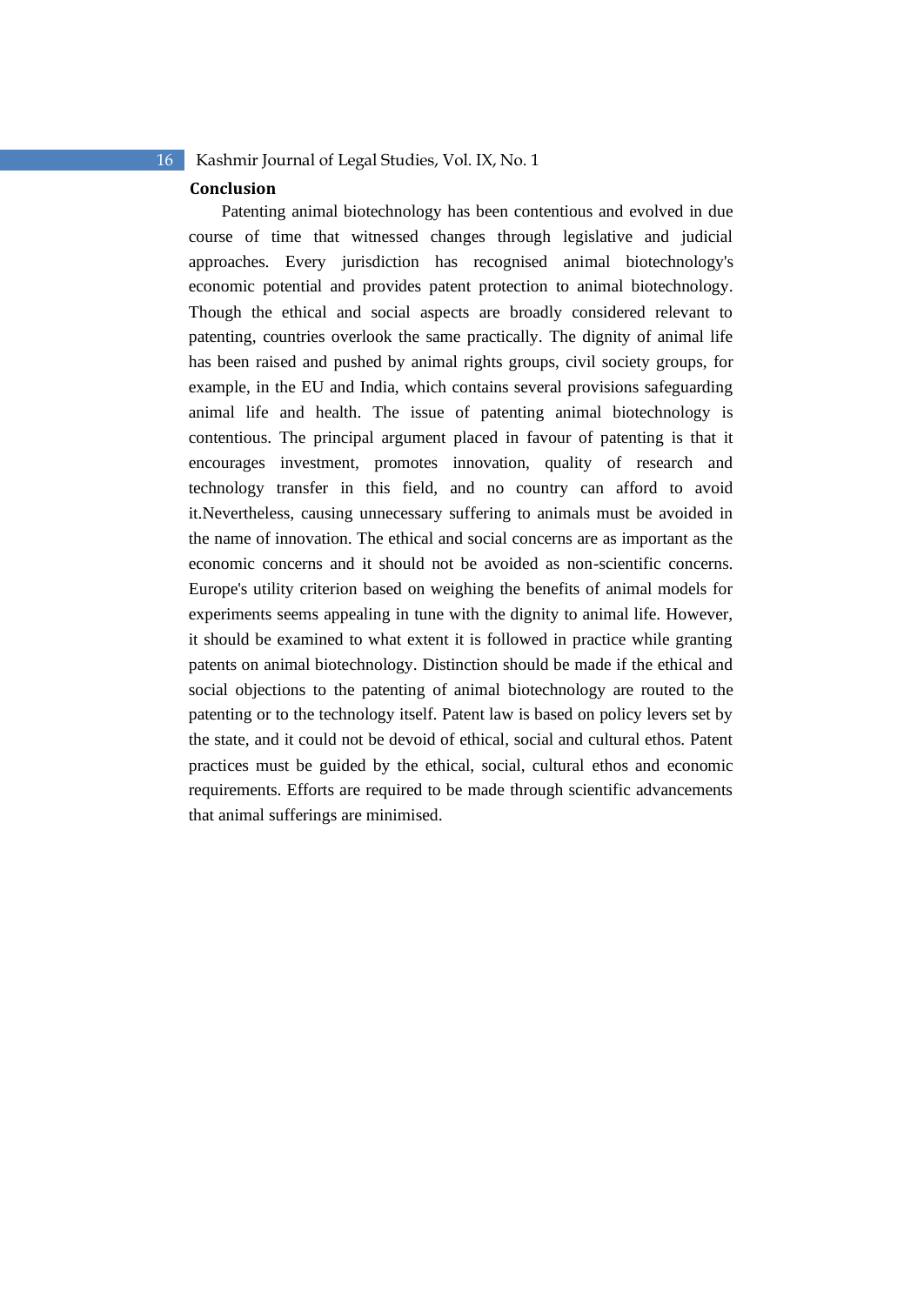## Conclusion

Patenting animal biotechnology has been contentious and evolved in due course of time that witnessed changes through legislative and judicial approaches. Every jurisdiction has recognised animal biotechnology's economic potential and provides patent protection to animal biotechnology. Though the ethical and social aspects are broadly considered relevant to patenting, countries overlook the same practically. The dignity of animal life has been raised and pushed by animal rights groups, civil society groups, for example, in the EU and India, which contains several provisions safeguarding animal life and health. The issue of patenting animal biotechnology is contentious. The principal argument placed in favour of patenting is that it encourages investment, promotes innovation, quality of research and technology transfer in this field, and no country can afford to avoid it.Nevertheless, causing unnecessary suffering to animals must be avoided in the name of innovation. The ethical and social concerns are as important as the economic concerns and it should not be avoided as non-scientific concerns. Europe's utility criterion based on weighing the benefits of animal models for experiments seems appealing in tune with the dignity to animal life. However, it should be examined to what extent it is followed in practice while granting patents on animal biotechnology. Distinction should be made if the ethical and social objections to the patenting of animal biotechnology are routed to the patenting or to the technology itself. Patent law is based on policy levers set by the state, and it could not be devoid of ethical, social and cultural ethos. Patent practices must be guided by the ethical, social, cultural ethos and economic requirements. Efforts are required to be made through scientific advancements that animal sufferings are minimised.